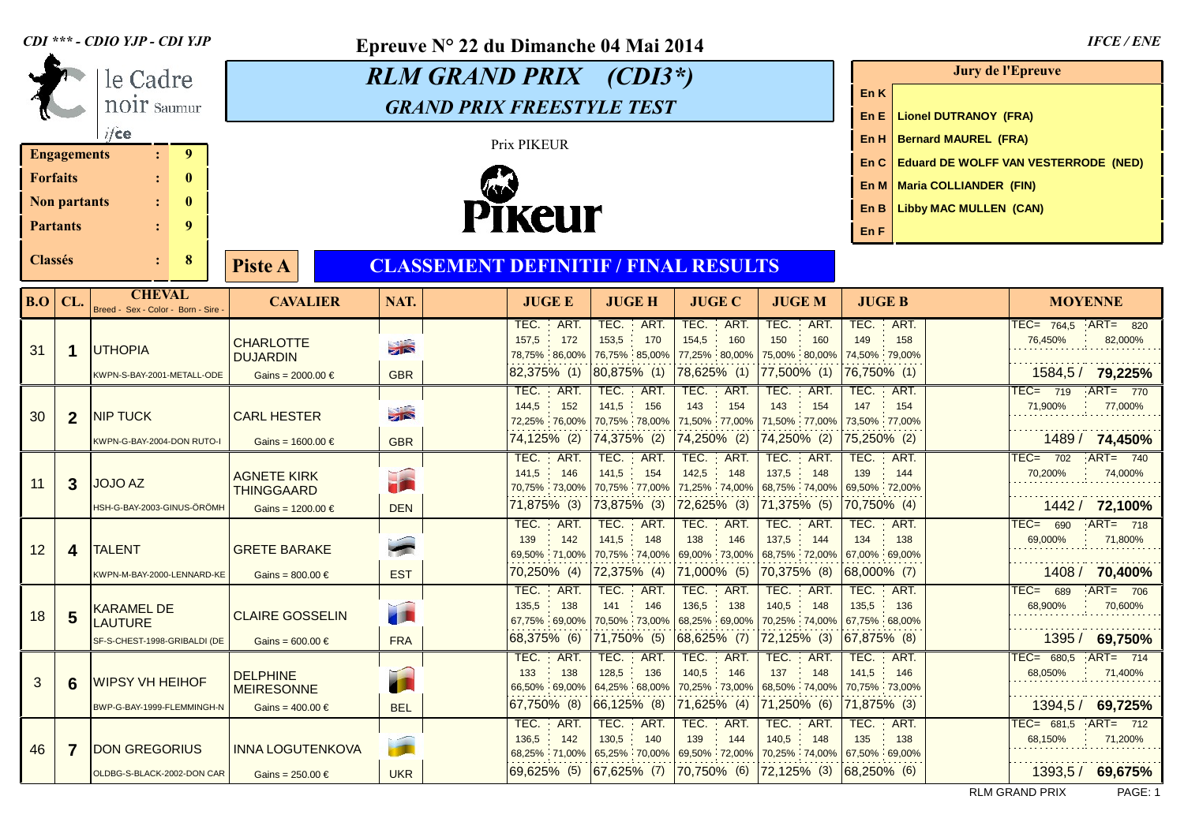*CDI \*\*\* - CDIO YJP - CDI YJP*

**Epreuve N° 22 du Dimanche 04 Mai 2014**

*IFCE / ENE*

le Cadre noir Saumur
ifce

| | | |
|---|---|---|
| **Engagements** | : | **9** |
| **Forfaits** | : | **0** |
| **Non partants** | : | **0** |
| **Partants** | : | **9** |
| **Classés** | : | **8** |

# *RLM GRAND PRIX (CDI3\*)*

## *GRAND PRIX FREESTYLE TEST*

Prix PIKEUR

Pikeur

| Jury de l'Epreuve | |
|---|---|
| En K | |
| En E | Lionel DUTRANOY (FRA) |
| En H | Bernard MAUREL (FRA) |
| En C | Eduard DE WOLFF VAN VESTERRODE (NED) |
| En M | Maria COLLIANDER (FIN) |
| En B | Libby MAC MULLEN (CAN) |
| En F | |

**Piste A**

## CLASSEMENT DEFINITIF / FINAL RESULTS

| B.O | CL. | CHEVAL (Breed - Sex - Color - Born - Sire) | CAVALIER | NAT. | JUGE E | JUGE H | JUGE C | JUGE M | JUGE B | MOYENNE |
|---|---|---|---|---|---|---|---|---|---|---|
| 31 | 1 | UTHOPIA<br>KWPN-S-BAY-2001-METALL-ODE | CHARLOTTE DUJARDIN<br>Gains = 2000.00 € | GBR | TEC. 157,5 : ART. 172<br>78,75% : 86,00%<br>82,375% (1) | TEC. 153,5 : ART. 170<br>76,75% : 85,00%<br>80,875% (1) | TEC. 154,5 : ART. 160<br>77,25% : 80,00%<br>78,625% (1) | TEC. 150 : ART. 160<br>75,00% : 80,00%<br>77,500% (1) | TEC. 149 : ART. 158<br>74,50% : 79,00%<br>76,750% (1) | TEC= 764,5 : ART= 820<br>76,450% : 82,000%<br>1584,5 / **79,225%** |
| 30 | 2 | NIP TUCK<br>KWPN-G-BAY-2004-DON RUTO-I | CARL HESTER<br>Gains = 1600.00 € | GBR | TEC. 144,5 : ART. 152<br>72,25% : 76,00%<br>74,125% (2) | TEC. 141,5 : ART. 156<br>70,75% : 78,00%<br>74,375% (2) | TEC. 143 : ART. 154<br>71,50% : 77,00%<br>74,250% (2) | TEC. 143 : ART. 154<br>71,50% : 77,00%<br>74,250% (2) | TEC. 147 : ART. 154<br>73,50% : 77,00%<br>75,250% (2) | TEC= 719 : ART= 770<br>71,900% : 77,000%<br>1489 / **74,450%** |
| 11 | 3 | JOJO AZ<br>HSH-G-BAY-2003-GINUS-ÖRÖMH | AGNETE KIRK THINGGAARD<br>Gains = 1200.00 € | DEN | TEC. 141,5 : ART. 146<br>70,75% : 73,00%<br>71,875% (3) | TEC. 141,5 : ART. 154<br>70,75% : 77,00%<br>73,875% (3) | TEC. 142,5 : ART. 148<br>71,25% : 74,00%<br>72,625% (3) | TEC. 137,5 : ART. 148<br>68,75% : 74,00%<br>71,375% (5) | TEC. 139 : ART. 144<br>69,50% : 72,00%<br>70,750% (4) | TEC= 702 : ART= 740<br>70,200% : 74,000%<br>1442 / **72,100%** |
| 12 | 4 | TALENT<br>KWPN-M-BAY-2000-LENNARD-KE | GRETE BARAKE<br>Gains = 800.00 € | EST | TEC. 139 : ART. 142<br>69,50% : 71,00%<br>70,250% (4) | TEC. 141,5 : ART. 148<br>70,75% : 74,00%<br>72,375% (4) | TEC. 138 : ART. 146<br>69,00% : 73,00%<br>71,000% (5) | TEC. 137,5 : ART. 144<br>68,75% : 72,00%<br>70,375% (8) | TEC. 134 : ART. 138<br>67,00% : 69,00%<br>68,000% (7) | TEC= 690 : ART= 718<br>69,000% : 71,800%<br>1408 / **70,400%** |
| 18 | 5 | KARAMEL DE LAUTURE<br>SF-S-CHEST-1998-GRIBALDI (DE | CLAIRE GOSSELIN<br>Gains = 600.00 € | FRA | TEC. 135,5 : ART. 138<br>67,75% : 69,00%<br>68,375% (6) | TEC. 141 : ART. 146<br>70,50% : 73,00%<br>71,750% (5) | TEC. 136,5 : ART. 138<br>68,25% : 69,00%<br>68,625% (7) | TEC. 140,5 : ART. 148<br>70,25% : 74,00%<br>72,125% (3) | TEC. 135,5 : ART. 136<br>67,75% : 68,00%<br>67,875% (8) | TEC= 689 : ART= 706<br>68,900% : 70,600%<br>1395 / **69,750%** |
| 3 | 6 | WIPSY VH HEIHOF<br>BWP-G-BAY-1999-FLEMMINGH-N | DELPHINE MEIRESONNE<br>Gains = 400.00 € | BEL | TEC. 133 : ART. 138<br>66,50% : 69,00%<br>67,750% (8) | TEC. 128,5 : ART. 136<br>64,25% : 68,00%<br>66,125% (8) | TEC. 140,5 : ART. 146<br>70,25% : 73,00%<br>71,625% (4) | TEC. 137 : ART. 148<br>68,50% : 74,00%<br>71,250% (6) | TEC. 141,5 : ART. 146<br>70,75% : 73,00%<br>71,875% (3) | TEC= 680,5 : ART= 714<br>68,050% : 71,400%<br>1394,5 / **69,725%** |
| 46 | 7 | DON GREGORIUS<br>OLDBG-S-BLACK-2002-DON CAR | INNA LOGUTENKOVA<br>Gains = 250.00 € | UKR | TEC. 136,5 : ART. 142<br>68,25% : 71,00%<br>69,625% (5) | TEC. 130,5 : ART. 140<br>65,25% : 70,00%<br>67,625% (7) | TEC. 139 : ART. 144<br>69,50% : 72,00%<br>70,750% (6) | TEC. 140,5 : ART. 148<br>70,25% : 74,00%<br>72,125% (3) | TEC. 135 : ART. 138<br>67,50% : 69,00%<br>68,250% (6) | TEC= 681,5 : ART= 712<br>68,150% : 71,200%<br>1393,5 / **69,675%** |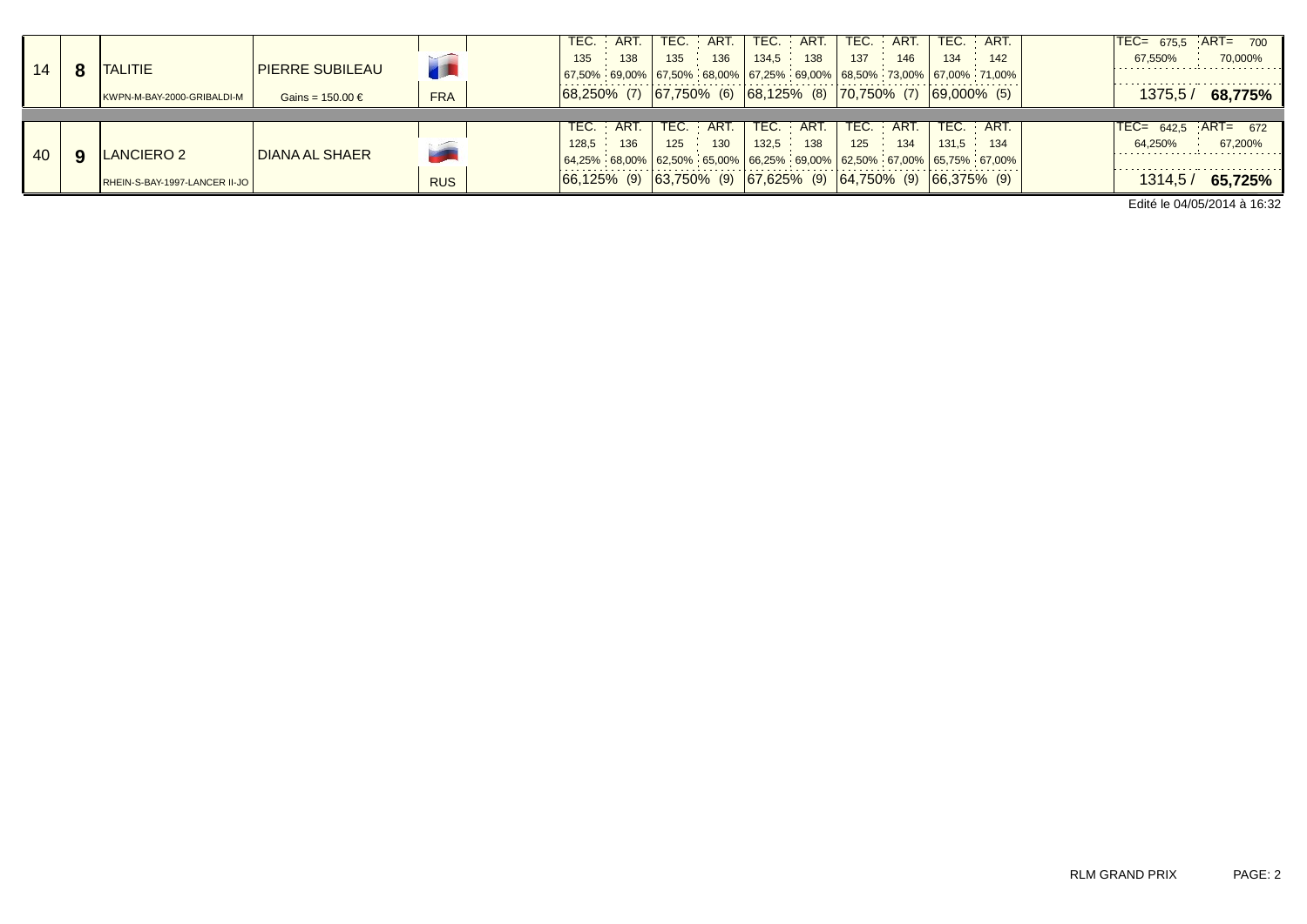| | | | | | | | | | | | |
|---|---|---|---|---|---|---|---|---|---|---|---|
| 14 | 8 | TALITIE<br>KWPN-M-BAY-2000-GRIBALDI-M | PIERRE SUBILEAU<br>Gains = 150.00 € | FRA | TEC. 135 67,50% / ART. 138 69,00%<br>68,250% (7) | TEC. 135 67,50% / ART. 136 68,00%<br>67,750% (6) | TEC. 134,5 67,25% / ART. 138 69,00%<br>68,125% (8) | TEC. 137 68,50% / ART. 146 73,00%<br>70,750% (7) | TEC. 134 67,00% / ART. 142 71,00%<br>69,000% (5) | TEC= 675,5 67,550% / ART= 700 70,000% | 1375,5 / **68,775%** |
| 40 | 9 | LANCIERO 2<br>RHEIN-S-BAY-1997-LANCER II-JO | DIANA AL SHAER | RUS | TEC. 128,5 64,25% / ART. 136 68,00%<br>66,125% (9) | TEC. 125 62,50% / ART. 130 65,00%<br>63,750% (9) | TEC. 132,5 66,25% / ART. 138 69,00%<br>67,625% (9) | TEC. 125 62,50% / ART. 134 67,00%<br>64,750% (9) | TEC. 131,5 65,75% / ART. 134 67,00%<br>66,375% (9) | TEC= 642,5 64,250% / ART= 672 67,200% | 1314,5 / **65,725%** |

Edité le 04/05/2014 à 16:32

RLM GRAND PRIX